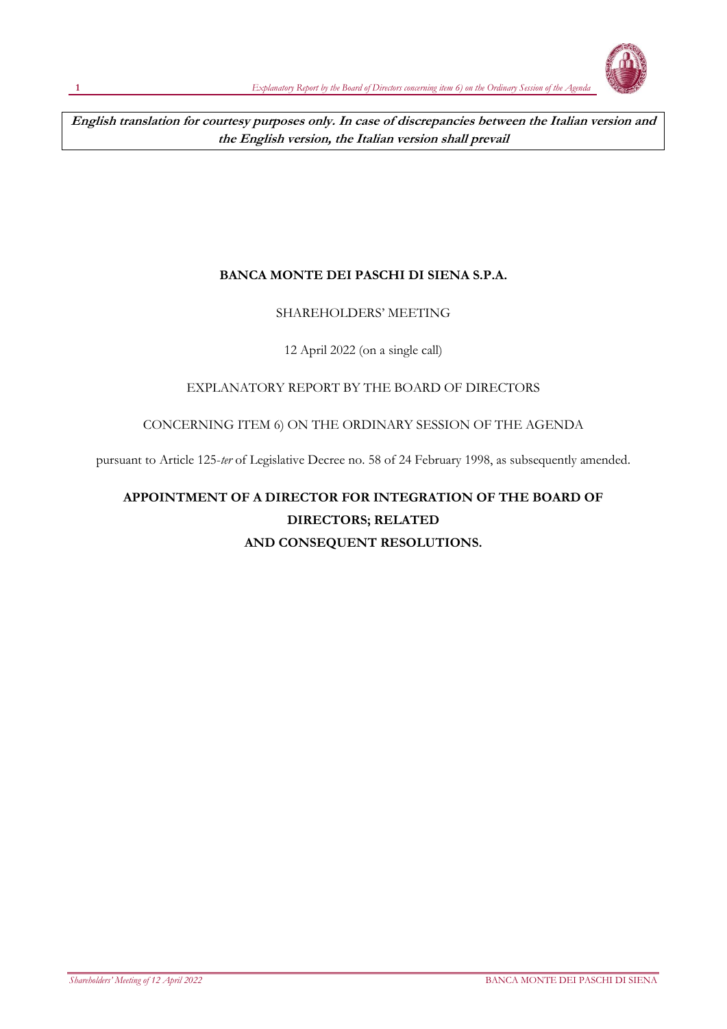**English translation for courtesy purposes only. In case of discrepancies between the Italian version and the English version, the Italian version shall prevail**

**BANCA MONTE DEI PASCHI DI SIENA S.P.A.**

SHAREHOLDERS' MEETING

12 April 2022 (on a single call)

EXPLANATORY REPORT BY THE BOARD OF DIRECTORS

CONCERNING ITEM 6) ON THE ORDINARY SESSION OF THE AGENDA

pursuant to Article 125-*ter* of Legislative Decree no. 58 of 24 February 1998, as subsequently amended.

**APPOINTMENT OF A DIRECTOR FOR INTEGRATION OF THE BOARD OF DIRECTORS; RELATED AND CONSEQUENT RESOLUTIONS.**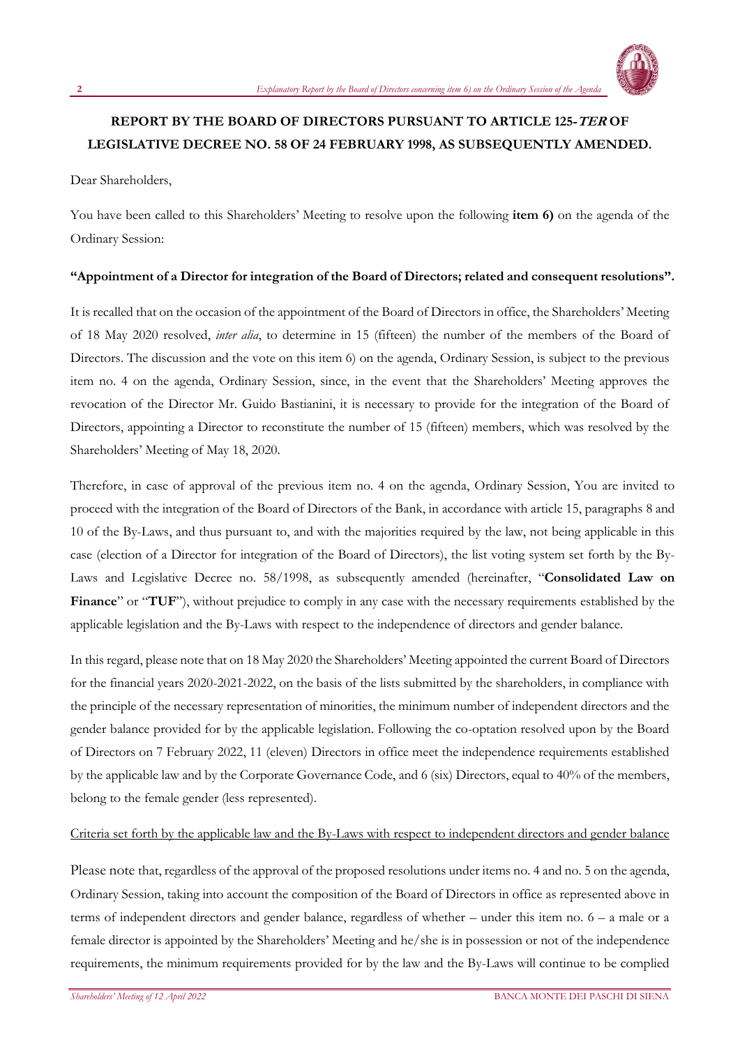# REPORT BY THE BOARD OF DIRECTORS PURSUANT TO ARTICLE 125-*TER* OF LEGISLATIVE DECREE NO. 58 OF 24 FEBRUARY 1998, AS SUBSEQUENTLY AMENDED.

Dear Shareholders,

You have been called to this Shareholders' Meeting to resolve upon the following **item 6)** on the agenda of the Ordinary Session:

**"Appointment of a Director for integration of the Board of Directors; related and consequent resolutions".**

It is recalled that on the occasion of the appointment of the Board of Directors in office, the Shareholders' Meeting of 18 May 2020 resolved, *inter alia*, to determine in 15 (fifteen) the number of the members of the Board of Directors. The discussion and the vote on this item 6) on the agenda, Ordinary Session, is subject to the previous item no. 4 on the agenda, Ordinary Session, since, in the event that the Shareholders' Meeting approves the revocation of the Director Mr. Guido Bastianini, it is necessary to provide for the integration of the Board of Directors, appointing a Director to reconstitute the number of 15 (fifteen) members, which was resolved by the Shareholders' Meeting of May 18, 2020.

Therefore, in case of approval of the previous item no. 4 on the agenda, Ordinary Session, You are invited to proceed with the integration of the Board of Directors of the Bank, in accordance with article 15, paragraphs 8 and 10 of the By-Laws, and thus pursuant to, and with the majorities required by the law, not being applicable in this case (election of a Director for integration of the Board of Directors), the list voting system set forth by the By-Laws and Legislative Decree no. 58/1998, as subsequently amended (hereinafter, "**Consolidated Law on Finance**" or "**TUF**"), without prejudice to comply in any case with the necessary requirements established by the applicable legislation and the By-Laws with respect to the independence of directors and gender balance.

In this regard, please note that on 18 May 2020 the Shareholders' Meeting appointed the current Board of Directors for the financial years 2020-2021-2022, on the basis of the lists submitted by the shareholders, in compliance with the principle of the necessary representation of minorities, the minimum number of independent directors and the gender balance provided for by the applicable legislation. Following the co-optation resolved upon by the Board of Directors on 7 February 2022, 11 (eleven) Directors in office meet the independence requirements established by the applicable law and by the Corporate Governance Code, and 6 (six) Directors, equal to 40% of the members, belong to the female gender (less represented).

Criteria set forth by the applicable law and the By-Laws with respect to independent directors and gender balance

Please note that, regardless of the approval of the proposed resolutions under items no. 4 and no. 5 on the agenda, Ordinary Session, taking into account the composition of the Board of Directors in office as represented above in terms of independent directors and gender balance, regardless of whether – under this item no. 6 – a male or a female director is appointed by the Shareholders' Meeting and he/she is in possession or not of the independence requirements, the minimum requirements provided for by the law and the By-Laws will continue to be complied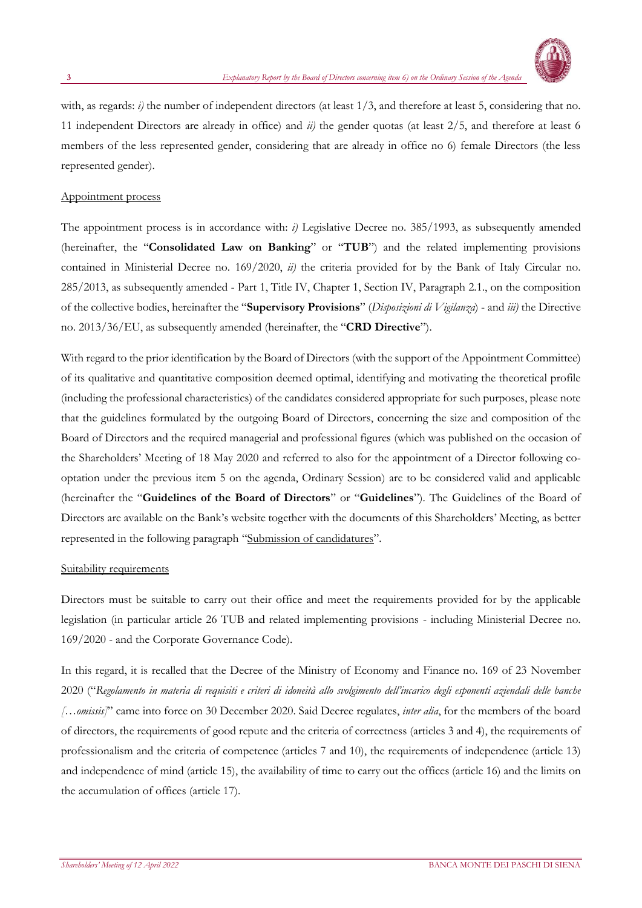with, as regards: *i)* the number of independent directors (at least 1/3, and therefore at least 5, considering that no. 11 independent Directors are already in office) and *ii)* the gender quotas (at least 2/5, and therefore at least 6 members of the less represented gender, considering that are already in office no 6) female Directors (the less represented gender).

<u>Appointment process</u>

The appointment process is in accordance with: *i)* Legislative Decree no. 385/1993, as subsequently amended (hereinafter, the "**Consolidated Law on Banking**" or "**TUB**") and the related implementing provisions contained in Ministerial Decree no. 169/2020, *ii)* the criteria provided for by the Bank of Italy Circular no. 285/2013, as subsequently amended - Part 1, Title IV, Chapter 1, Section IV, Paragraph 2.1., on the composition of the collective bodies, hereinafter the "**Supervisory Provisions**" (*Disposizioni di Vigilanza*) - and *iii)* the Directive no. 2013/36/EU, as subsequently amended (hereinafter, the "**CRD Directive**").

With regard to the prior identification by the Board of Directors (with the support of the Appointment Committee) of its qualitative and quantitative composition deemed optimal, identifying and motivating the theoretical profile (including the professional characteristics) of the candidates considered appropriate for such purposes, please note that the guidelines formulated by the outgoing Board of Directors, concerning the size and composition of the Board of Directors and the required managerial and professional figures (which was published on the occasion of the Shareholders' Meeting of 18 May 2020 and referred to also for the appointment of a Director following co-optation under the previous item 5 on the agenda, Ordinary Session) are to be considered valid and applicable (hereinafter the "**Guidelines of the Board of Directors**" or "**Guidelines**"). The Guidelines of the Board of Directors are available on the Bank's website together with the documents of this Shareholders' Meeting, as better represented in the following paragraph "<u>Submission of candidatures</u>".

<u>Suitability requirements</u>

Directors must be suitable to carry out their office and meet the requirements provided for by the applicable legislation (in particular article 26 TUB and related implementing provisions - including Ministerial Decree no. 169/2020 - and the Corporate Governance Code).

In this regard, it is recalled that the Decree of the Ministry of Economy and Finance no. 169 of 23 November 2020 ("*Regolamento in materia di requisiti e criteri di idoneità allo svolgimento dell'incarico degli esponenti aziendali delle banche […omissis]*" came into force on 30 December 2020. Said Decree regulates, *inter alia*, for the members of the board of directors, the requirements of good repute and the criteria of correctness (articles 3 and 4), the requirements of professionalism and the criteria of competence (articles 7 and 10), the requirements of independence (article 13) and independence of mind (article 15), the availability of time to carry out the offices (article 16) and the limits on the accumulation of offices (article 17).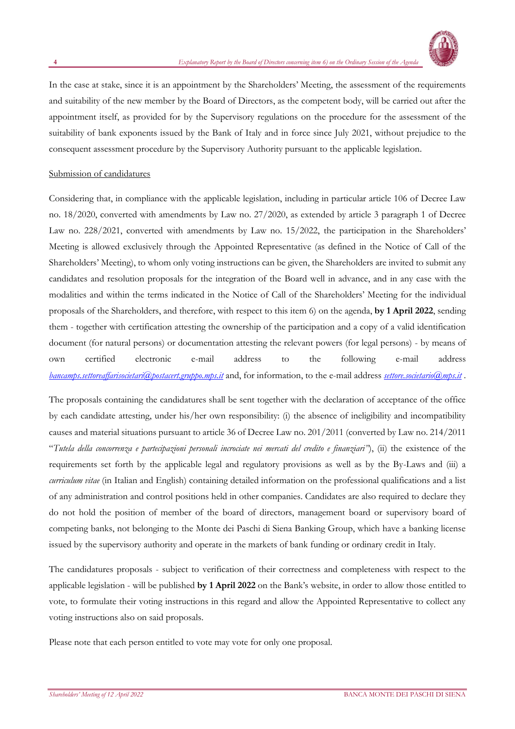In the case at stake, since it is an appointment by the Shareholders' Meeting, the assessment of the requirements and suitability of the new member by the Board of Directors, as the competent body, will be carried out after the appointment itself, as provided for by the Supervisory regulations on the procedure for the assessment of the suitability of bank exponents issued by the Bank of Italy and in force since July 2021, without prejudice to the consequent assessment procedure by the Supervisory Authority pursuant to the applicable legislation.

Submission of candidatures

Considering that, in compliance with the applicable legislation, including in particular article 106 of Decree Law no. 18/2020, converted with amendments by Law no. 27/2020, as extended by article 3 paragraph 1 of Decree Law no. 228/2021, converted with amendments by Law no. 15/2022, the participation in the Shareholders' Meeting is allowed exclusively through the Appointed Representative (as defined in the Notice of Call of the Shareholders' Meeting), to whom only voting instructions can be given, the Shareholders are invited to submit any candidates and resolution proposals for the integration of the Board well in advance, and in any case with the modalities and within the terms indicated in the Notice of Call of the Shareholders' Meeting for the individual proposals of the Shareholders, and therefore, with respect to this item 6) on the agenda, **by 1 April 2022**, sending them - together with certification attesting the ownership of the participation and a copy of a valid identification document (for natural persons) or documentation attesting the relevant powers (for legal persons) - by means of own certified electronic e-mail address to the following e-mail address *bancamps.settoreaffarisocietari@postacert.gruppo.mps.it* and, for information, to the e-mail address *settore.societario@mps.it* .

The proposals containing the candidatures shall be sent together with the declaration of acceptance of the office by each candidate attesting, under his/her own responsibility: (i) the absence of ineligibility and incompatibility causes and material situations pursuant to article 36 of Decree Law no. 201/2011 (converted by Law no. 214/2011 "*Tutela della concorrenza e partecipazioni personali incrociate nei mercati del credito e finanziari*"), (ii) the existence of the requirements set forth by the applicable legal and regulatory provisions as well as by the By-Laws and (iii) a *curriculum vitae* (in Italian and English) containing detailed information on the professional qualifications and a list of any administration and control positions held in other companies. Candidates are also required to declare they do not hold the position of member of the board of directors, management board or supervisory board of competing banks, not belonging to the Monte dei Paschi di Siena Banking Group, which have a banking license issued by the supervisory authority and operate in the markets of bank funding or ordinary credit in Italy.

The candidatures proposals - subject to verification of their correctness and completeness with respect to the applicable legislation - will be published **by 1 April 2022** on the Bank's website, in order to allow those entitled to vote, to formulate their voting instructions in this regard and allow the Appointed Representative to collect any voting instructions also on said proposals.

Please note that each person entitled to vote may vote for only one proposal.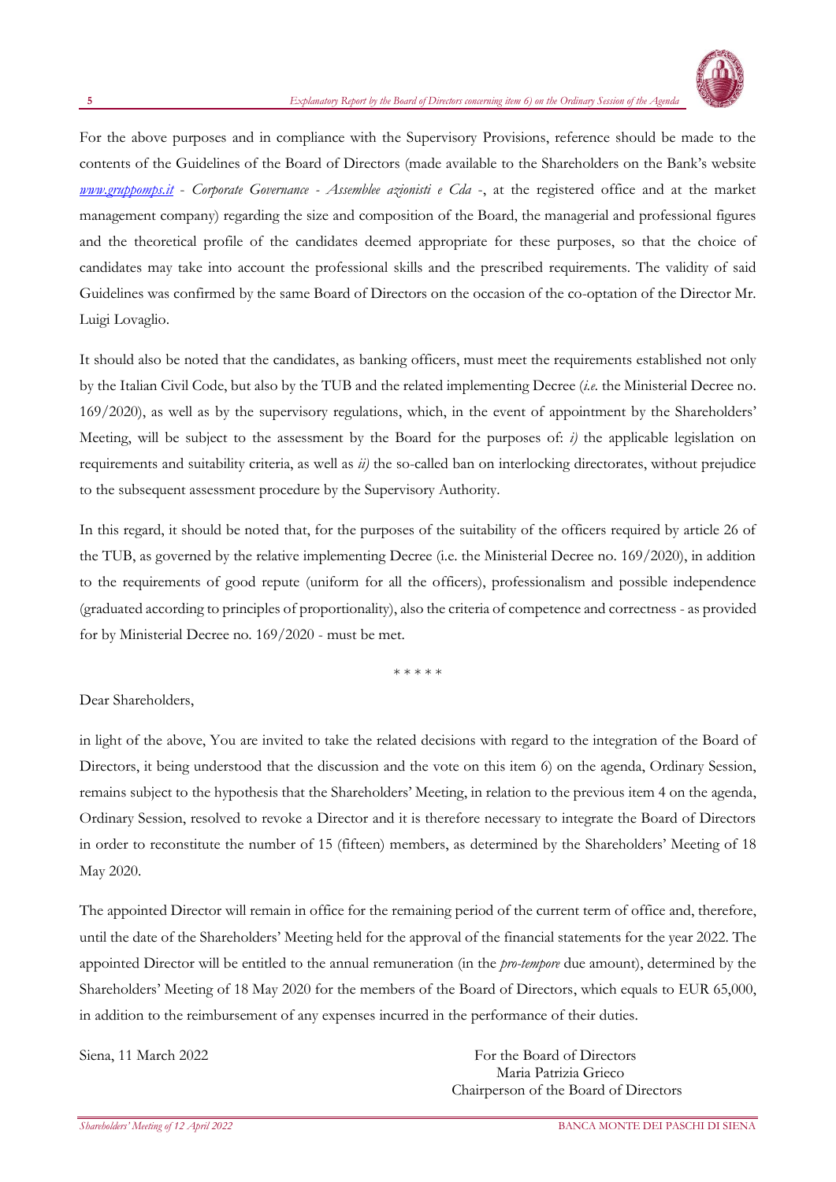For the above purposes and in compliance with the Supervisory Provisions, reference should be made to the contents of the Guidelines of the Board of Directors (made available to the Shareholders on the Bank's website [www.gruppomps.it](www.gruppomps.it) - *Corporate Governance - Assemblee azionisti e Cda* -, at the registered office and at the market management company) regarding the size and composition of the Board, the managerial and professional figures and the theoretical profile of the candidates deemed appropriate for these purposes, so that the choice of candidates may take into account the professional skills and the prescribed requirements. The validity of said Guidelines was confirmed by the same Board of Directors on the occasion of the co-optation of the Director Mr. Luigi Lovaglio.

It should also be noted that the candidates, as banking officers, must meet the requirements established not only by the Italian Civil Code, but also by the TUB and the related implementing Decree (*i.e.* the Ministerial Decree no. 169/2020), as well as by the supervisory regulations, which, in the event of appointment by the Shareholders' Meeting, will be subject to the assessment by the Board for the purposes of: *i)* the applicable legislation on requirements and suitability criteria, as well as *ii)* the so-called ban on interlocking directorates, without prejudice to the subsequent assessment procedure by the Supervisory Authority.

In this regard, it should be noted that, for the purposes of the suitability of the officers required by article 26 of the TUB, as governed by the relative implementing Decree (i.e. the Ministerial Decree no. 169/2020), in addition to the requirements of good repute (uniform for all the officers), professionalism and possible independence (graduated according to principles of proportionality), also the criteria of competence and correctness - as provided for by Ministerial Decree no. 169/2020 - must be met.

\* \* \* \* \*

Dear Shareholders,

in light of the above, You are invited to take the related decisions with regard to the integration of the Board of Directors, it being understood that the discussion and the vote on this item 6) on the agenda, Ordinary Session, remains subject to the hypothesis that the Shareholders' Meeting, in relation to the previous item 4 on the agenda, Ordinary Session, resolved to revoke a Director and it is therefore necessary to integrate the Board of Directors in order to reconstitute the number of 15 (fifteen) members, as determined by the Shareholders' Meeting of 18 May 2020.

The appointed Director will remain in office for the remaining period of the current term of office and, therefore, until the date of the Shareholders' Meeting held for the approval of the financial statements for the year 2022. The appointed Director will be entitled to the annual remuneration (in the *pro-tempore* due amount), determined by the Shareholders' Meeting of 18 May 2020 for the members of the Board of Directors, which equals to EUR 65,000, in addition to the reimbursement of any expenses incurred in the performance of their duties.

Siena, 11 March 2022

For the Board of Directors
Maria Patrizia Grieco
Chairperson of the Board of Directors